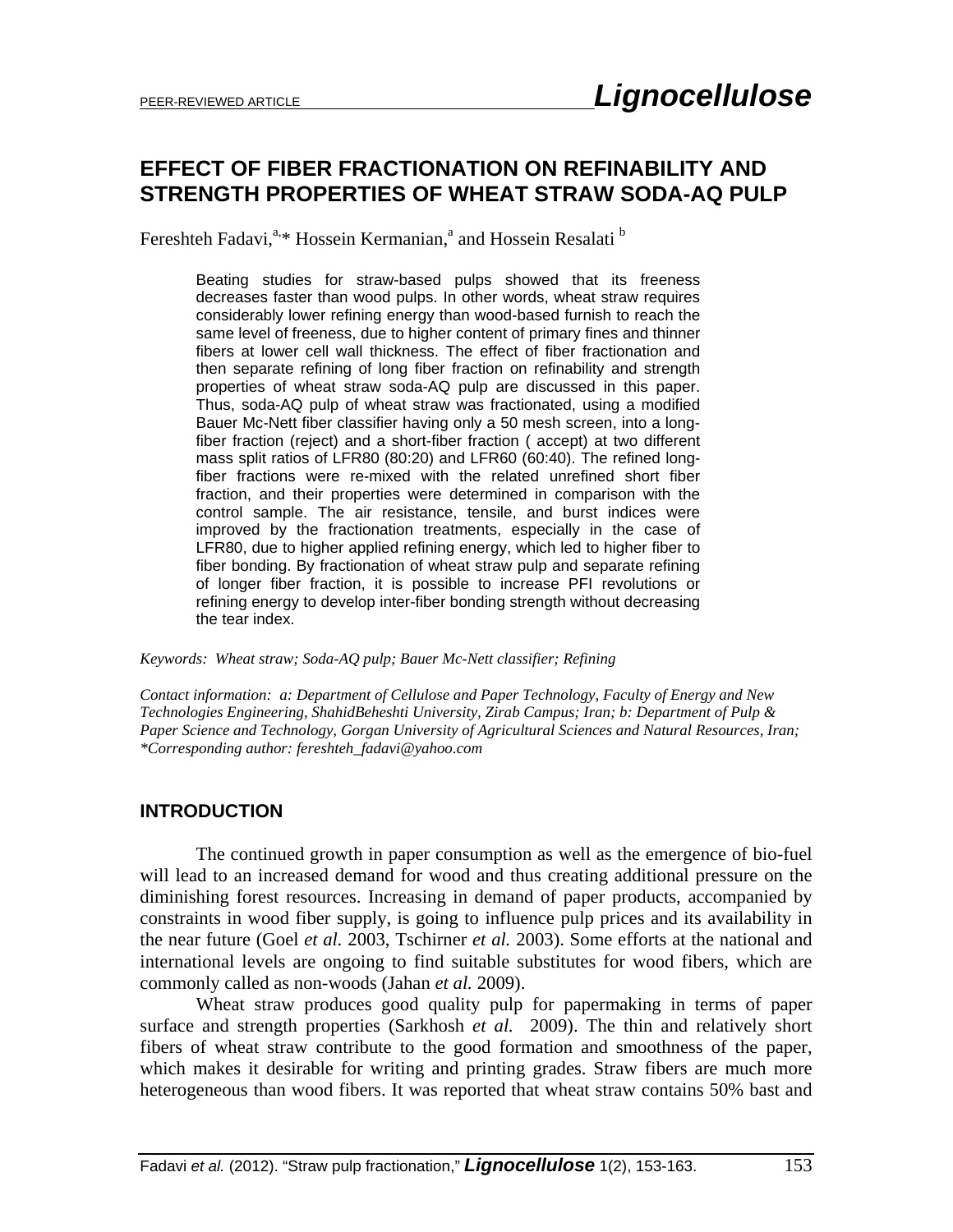# EFFECT OF FIBER FRACTIONATION ON REFINABILITY AND STRENGTH PROPERTIES OF WHEAT STRAW SODA-AQ PULP

Fereshteh Fadavi,[a,]* Hossein Kermanian,[a] and Hossein Resalati [b]

Beating studies for straw-based pulps showed that its freeness decreases faster than wood pulps. In other words, wheat straw requires considerably lower refining energy than wood-based furnish to reach the same level of freeness, due to higher content of primary fines and thinner fibers at lower cell wall thickness. The effect of fiber fractionation and then separate refining of long fiber fraction on refinability and strength properties of wheat straw soda-AQ pulp are discussed in this paper. Thus, soda-AQ pulp of wheat straw was fractionated, using a modified Bauer Mc-Nett fiber classifier having only a 50 mesh screen, into a long-fiber fraction (reject) and a short-fiber fraction ( accept) at two different mass split ratios of LFR80 (80:20) and LFR60 (60:40). The refined long-fiber fractions were re-mixed with the related unrefined short fiber fraction, and their properties were determined in comparison with the control sample. The air resistance, tensile, and burst indices were improved by the fractionation treatments, especially in the case of LFR80, due to higher applied refining energy, which led to higher fiber to fiber bonding. By fractionation of wheat straw pulp and separate refining of longer fiber fraction, it is possible to increase PFI revolutions or refining energy to develop inter-fiber bonding strength without decreasing the tear index.

*Keywords: Wheat straw; Soda-AQ pulp; Bauer Mc-Nett classifier; Refining*

*Contact information: a: Department of Cellulose and Paper Technology, Faculty of Energy and New Technologies Engineering, ShahidBeheshti University, Zirab Campus; Iran; b: Department of Pulp & Paper Science and Technology, Gorgan University of Agricultural Sciences and Natural Resources, Iran; *Corresponding author: fereshteh_fadavi@yahoo.com*

## INTRODUCTION

The continued growth in paper consumption as well as the emergence of bio-fuel will lead to an increased demand for wood and thus creating additional pressure on the diminishing forest resources. Increasing in demand of paper products, accompanied by constraints in wood fiber supply, is going to influence pulp prices and its availability in the near future (Goel *et al.* 2003, Tschirner *et al.* 2003). Some efforts at the national and international levels are ongoing to find suitable substitutes for wood fibers, which are commonly called as non-woods (Jahan *et al.* 2009).

Wheat straw produces good quality pulp for papermaking in terms of paper surface and strength properties (Sarkhosh *et al.* 2009). The thin and relatively short fibers of wheat straw contribute to the good formation and smoothness of the paper, which makes it desirable for writing and printing grades. Straw fibers are much more heterogeneous than wood fibers. It was reported that wheat straw contains 50% bast and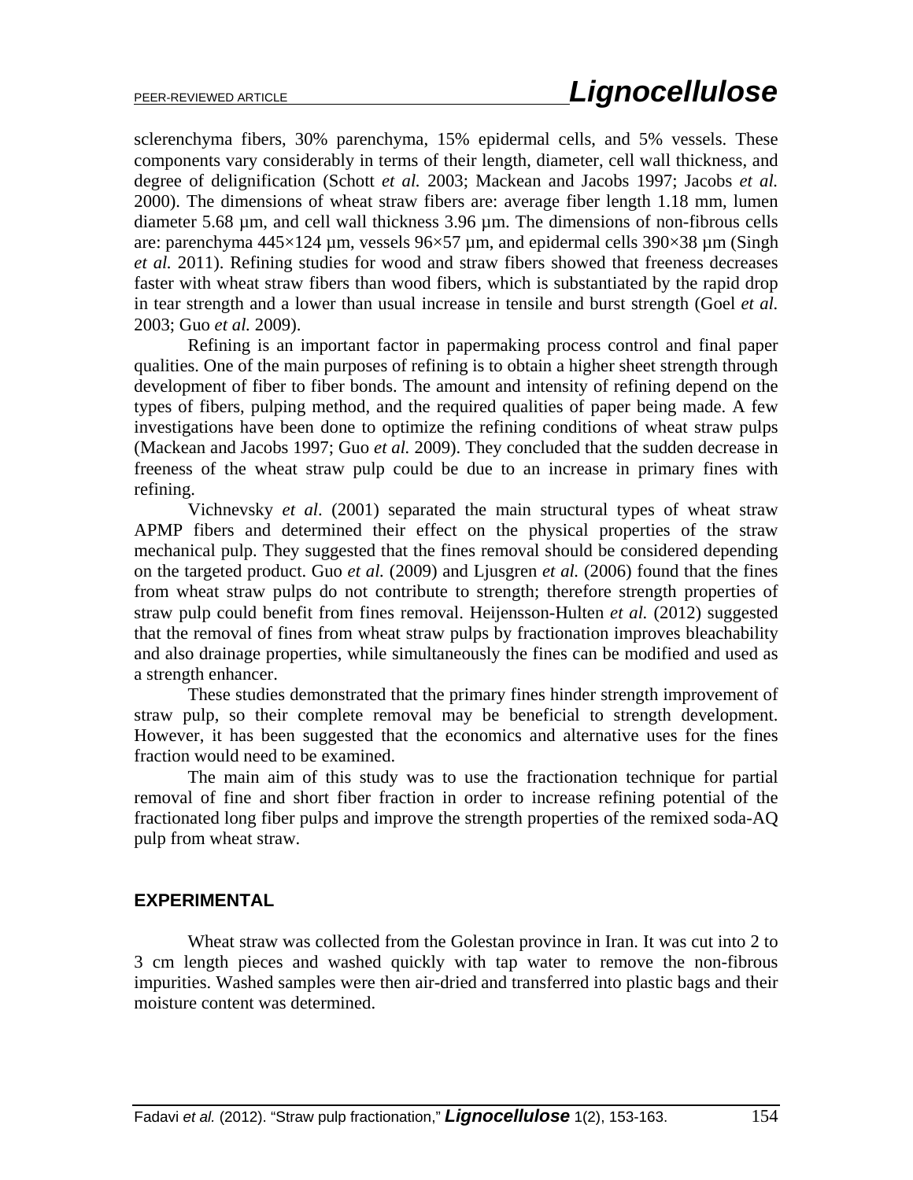sclerenchyma fibers, 30% parenchyma, 15% epidermal cells, and 5% vessels. These components vary considerably in terms of their length, diameter, cell wall thickness, and degree of delignification (Schott *et al.* 2003; Mackean and Jacobs 1997; Jacobs *et al.* 2000). The dimensions of wheat straw fibers are: average fiber length 1.18 mm, lumen diameter 5.68 µm, and cell wall thickness 3.96 µm. The dimensions of non-fibrous cells are: parenchyma 445×124 µm, vessels 96×57 µm, and epidermal cells 390×38 µm (Singh *et al.* 2011). Refining studies for wood and straw fibers showed that freeness decreases faster with wheat straw fibers than wood fibers, which is substantiated by the rapid drop in tear strength and a lower than usual increase in tensile and burst strength (Goel *et al.* 2003; Guo *et al.* 2009).

Refining is an important factor in papermaking process control and final paper qualities. One of the main purposes of refining is to obtain a higher sheet strength through development of fiber to fiber bonds. The amount and intensity of refining depend on the types of fibers, pulping method, and the required qualities of paper being made. A few investigations have been done to optimize the refining conditions of wheat straw pulps (Mackean and Jacobs 1997; Guo *et al.* 2009). They concluded that the sudden decrease in freeness of the wheat straw pulp could be due to an increase in primary fines with refining.

Vichnevsky *et al*. (2001) separated the main structural types of wheat straw APMP fibers and determined their effect on the physical properties of the straw mechanical pulp. They suggested that the fines removal should be considered depending on the targeted product. Guo *et al.* (2009) and Ljusgren *et al.* (2006) found that the fines from wheat straw pulps do not contribute to strength; therefore strength properties of straw pulp could benefit from fines removal. Heijensson-Hulten *et al.* (2012) suggested that the removal of fines from wheat straw pulps by fractionation improves bleachability and also drainage properties, while simultaneously the fines can be modified and used as a strength enhancer.

These studies demonstrated that the primary fines hinder strength improvement of straw pulp, so their complete removal may be beneficial to strength development. However, it has been suggested that the economics and alternative uses for the fines fraction would need to be examined.

The main aim of this study was to use the fractionation technique for partial removal of fine and short fiber fraction in order to increase refining potential of the fractionated long fiber pulps and improve the strength properties of the remixed soda-AQ pulp from wheat straw.

## EXPERIMENTAL

Wheat straw was collected from the Golestan province in Iran. It was cut into 2 to 3 cm length pieces and washed quickly with tap water to remove the non-fibrous impurities. Washed samples were then air-dried and transferred into plastic bags and their moisture content was determined.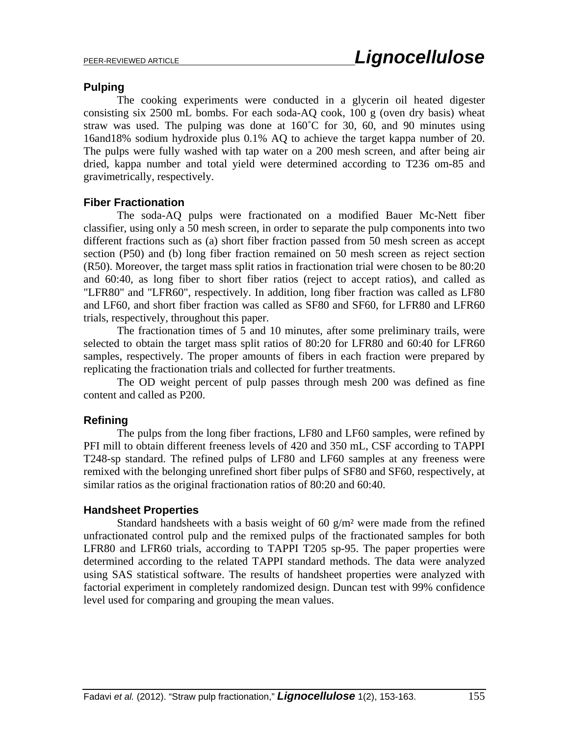### Pulping

The cooking experiments were conducted in a glycerin oil heated digester consisting six 2500 mL bombs. For each soda-AQ cook, 100 g (oven dry basis) wheat straw was used. The pulping was done at 160˚C for 30, 60, and 90 minutes using 16and18% sodium hydroxide plus 0.1% AQ to achieve the target kappa number of 20. The pulps were fully washed with tap water on a 200 mesh screen, and after being air dried, kappa number and total yield were determined according to T236 om-85 and gravimetrically, respectively.

### Fiber Fractionation

The soda-AQ pulps were fractionated on a modified Bauer Mc-Nett fiber classifier, using only a 50 mesh screen, in order to separate the pulp components into two different fractions such as (a) short fiber fraction passed from 50 mesh screen as accept section (P50) and (b) long fiber fraction remained on 50 mesh screen as reject section (R50). Moreover, the target mass split ratios in fractionation trial were chosen to be 80:20 and 60:40, as long fiber to short fiber ratios (reject to accept ratios), and called as "LFR80" and "LFR60", respectively. In addition, long fiber fraction was called as LF80 and LF60, and short fiber fraction was called as SF80 and SF60, for LFR80 and LFR60 trials, respectively, throughout this paper.

The fractionation times of 5 and 10 minutes, after some preliminary trails, were selected to obtain the target mass split ratios of 80:20 for LFR80 and 60:40 for LFR60 samples, respectively. The proper amounts of fibers in each fraction were prepared by replicating the fractionation trials and collected for further treatments.

The OD weight percent of pulp passes through mesh 200 was defined as fine content and called as P200.

### Refining

The pulps from the long fiber fractions, LF80 and LF60 samples, were refined by PFI mill to obtain different freeness levels of 420 and 350 mL, CSF according to TAPPI T248-sp standard. The refined pulps of LF80 and LF60 samples at any freeness were remixed with the belonging unrefined short fiber pulps of SF80 and SF60, respectively, at similar ratios as the original fractionation ratios of 80:20 and 60:40.

### Handsheet Properties

Standard handsheets with a basis weight of 60 g/m² were made from the refined unfractionated control pulp and the remixed pulps of the fractionated samples for both LFR80 and LFR60 trials, according to TAPPI T205 sp-95. The paper properties were determined according to the related TAPPI standard methods. The data were analyzed using SAS statistical software. The results of handsheet properties were analyzed with factorial experiment in completely randomized design. Duncan test with 99% confidence level used for comparing and grouping the mean values.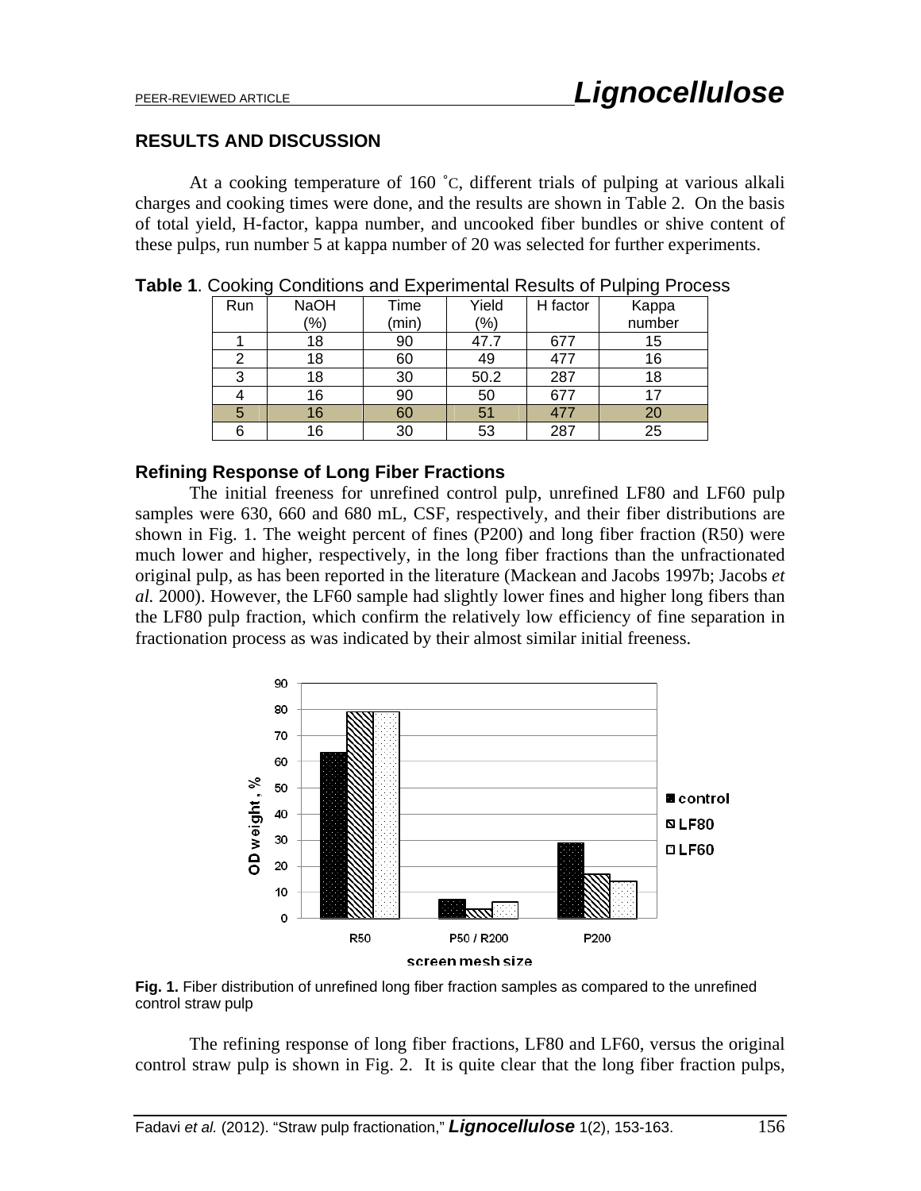## RESULTS AND DISCUSSION

At a cooking temperature of 160 °C, different trials of pulping at various alkali charges and cooking times were done, and the results are shown in Table 2. On the basis of total yield, H-factor, kappa number, and uncooked fiber bundles or shive content of these pulps, run number 5 at kappa number of 20 was selected for further experiments.

**Table 1**. Cooking Conditions and Experimental Results of Pulping Process

| Run | NaOH (%) | Time (min) | Yield (%) | H factor | Kappa number |
|---|---|---|---|---|---|
| 1 | 18 | 90 | 47.7 | 677 | 15 |
| 2 | 18 | 60 | 49 | 477 | 16 |
| 3 | 18 | 30 | 50.2 | 287 | 18 |
| 4 | 16 | 90 | 50 | 677 | 17 |
| 5 | 16 | 60 | 51 | 477 | 20 |
| 6 | 16 | 30 | 53 | 287 | 25 |

### Refining Response of Long Fiber Fractions

The initial freeness for unrefined control pulp, unrefined LF80 and LF60 pulp samples were 630, 660 and 680 mL, CSF, respectively, and their fiber distributions are shown in Fig. 1. The weight percent of fines (P200) and long fiber fraction (R50) were much lower and higher, respectively, in the long fiber fractions than the unfractionated original pulp, as has been reported in the literature (Mackean and Jacobs 1997b; Jacobs *et al.* 2000). However, the LF60 sample had slightly lower fines and higher long fibers than the LF80 pulp fraction, which confirm the relatively low efficiency of fine separation in fractionation process as was indicated by their almost similar initial freeness.

**Fig. 1.** Fiber distribution of unrefined long fiber fraction samples as compared to the unrefined control straw pulp

The refining response of long fiber fractions, LF80 and LF60, versus the original control straw pulp is shown in Fig. 2. It is quite clear that the long fiber fraction pulps,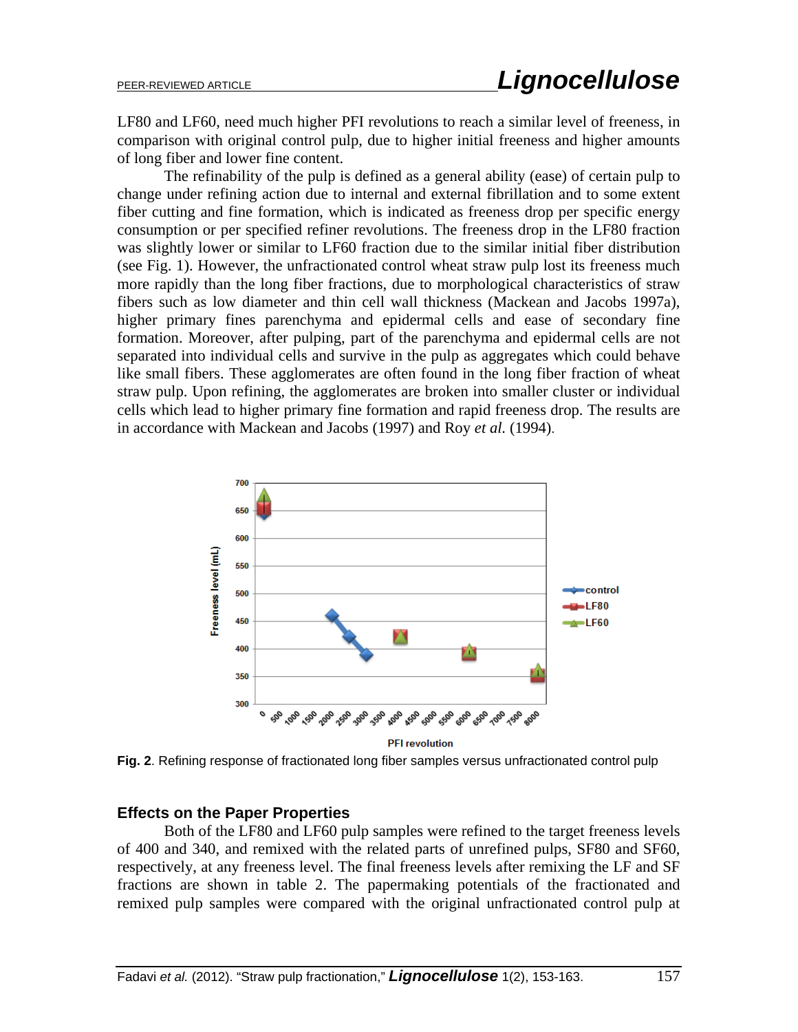LF80 and LF60, need much higher PFI revolutions to reach a similar level of freeness, in comparison with original control pulp, due to higher initial freeness and higher amounts of long fiber and lower fine content.

The refinability of the pulp is defined as a general ability (ease) of certain pulp to change under refining action due to internal and external fibrillation and to some extent fiber cutting and fine formation, which is indicated as freeness drop per specific energy consumption or per specified refiner revolutions. The freeness drop in the LF80 fraction was slightly lower or similar to LF60 fraction due to the similar initial fiber distribution (see Fig. 1). However, the unfractionated control wheat straw pulp lost its freeness much more rapidly than the long fiber fractions, due to morphological characteristics of straw fibers such as low diameter and thin cell wall thickness (Mackean and Jacobs 1997a), higher primary fines parenchyma and epidermal cells and ease of secondary fine formation. Moreover, after pulping, part of the parenchyma and epidermal cells are not separated into individual cells and survive in the pulp as aggregates which could behave like small fibers. These agglomerates are often found in the long fiber fraction of wheat straw pulp. Upon refining, the agglomerates are broken into smaller cluster or individual cells which lead to higher primary fine formation and rapid freeness drop. The results are in accordance with Mackean and Jacobs (1997) and Roy *et al.* (1994).

**Fig. 2**. Refining response of fractionated long fiber samples versus unfractionated control pulp

## Effects on the Paper Properties

Both of the LF80 and LF60 pulp samples were refined to the target freeness levels of 400 and 340, and remixed with the related parts of unrefined pulps, SF80 and SF60, respectively, at any freeness level. The final freeness levels after remixing the LF and SF fractions are shown in table 2. The papermaking potentials of the fractionated and remixed pulp samples were compared with the original unfractionated control pulp at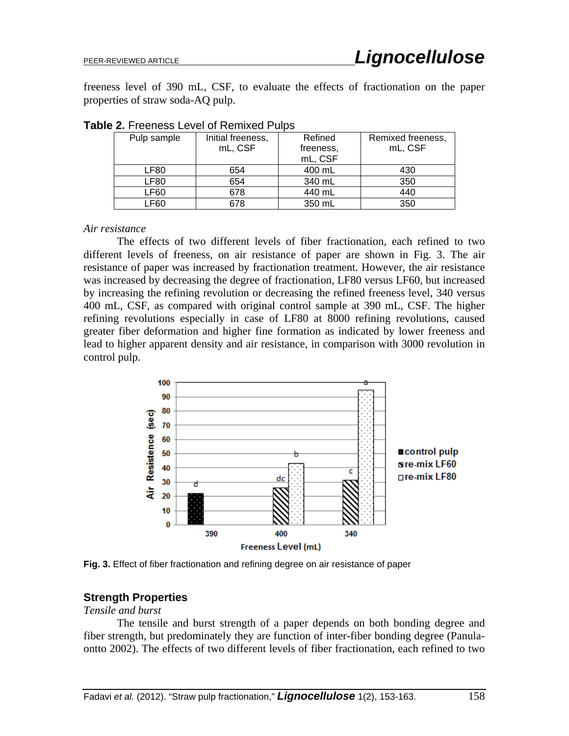freeness level of 390 mL, CSF, to evaluate the effects of fractionation on the paper properties of straw soda-AQ pulp.

**Table 2.** Freeness Level of Remixed Pulps

| Pulp sample | Initial freeness, mL, CSF | Refined freeness, mL, CSF | Remixed freeness, mL, CSF |
|---|---|---|---|
| LF80 | 654 | 400 mL | 430 |
| LF80 | 654 | 340 mL | 350 |
| LF60 | 678 | 440 mL | 440 |
| LF60 | 678 | 350 mL | 350 |

*Air resistance*

The effects of two different levels of fiber fractionation, each refined to two different levels of freeness, on air resistance of paper are shown in Fig. 3. The air resistance of paper was increased by fractionation treatment. However, the air resistance was increased by decreasing the degree of fractionation, LF80 versus LF60, but increased by increasing the refining revolution or decreasing the refined freeness level, 340 versus 400 mL, CSF, as compared with original control sample at 390 mL, CSF. The higher refining revolutions especially in case of LF80 at 8000 refining revolutions, caused greater fiber deformation and higher fine formation as indicated by lower freeness and lead to higher apparent density and air resistance, in comparison with 3000 revolution in control pulp.

**Fig. 3.** Effect of fiber fractionation and refining degree on air resistance of paper

## Strength Properties

*Tensile and burst*

The tensile and burst strength of a paper depends on both bonding degree and fiber strength, but predominately they are function of inter-fiber bonding degree (Panula-ontto 2002). The effects of two different levels of fiber fractionation, each refined to two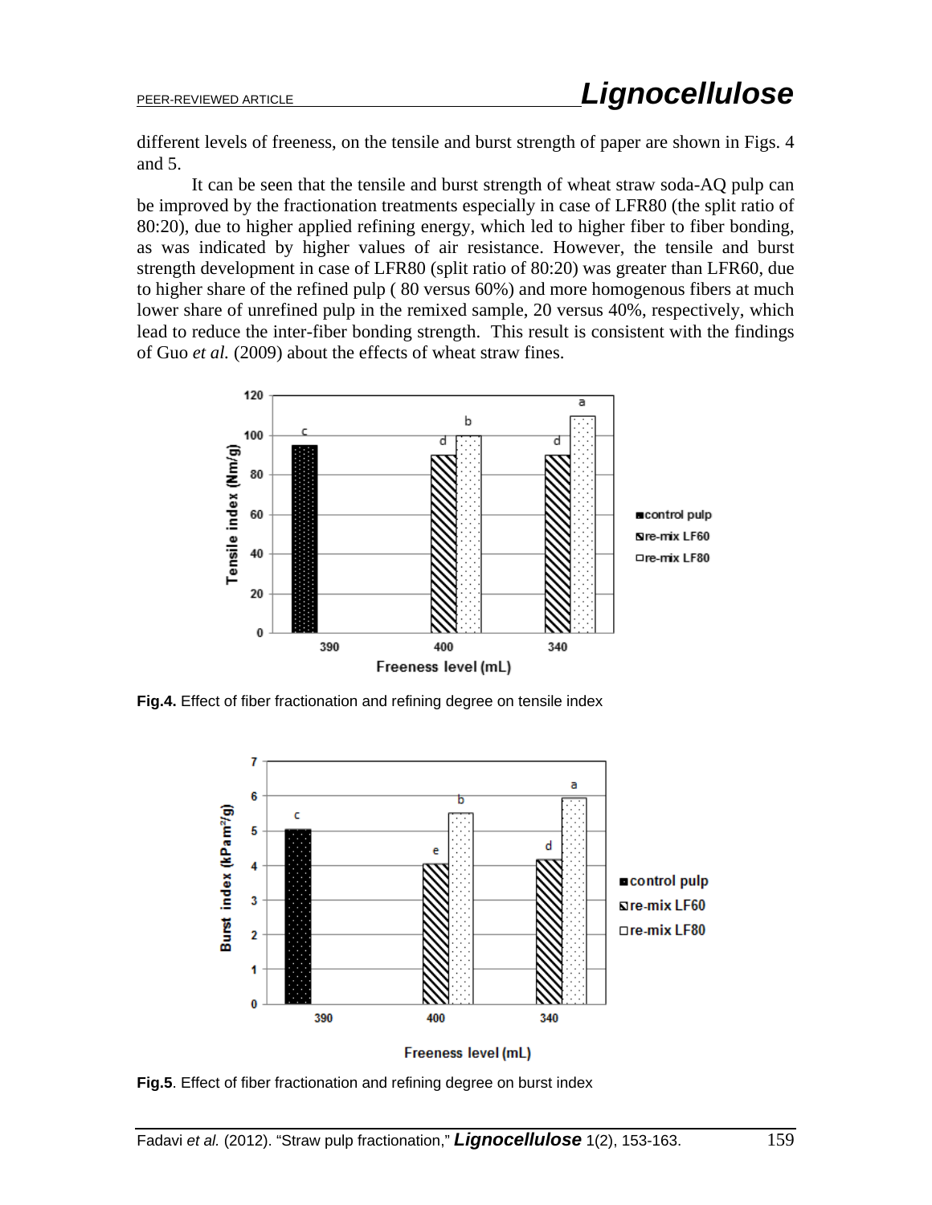different levels of freeness, on the tensile and burst strength of paper are shown in Figs. 4 and 5.

It can be seen that the tensile and burst strength of wheat straw soda-AQ pulp can be improved by the fractionation treatments especially in case of LFR80 (the split ratio of 80:20), due to higher applied refining energy, which led to higher fiber to fiber bonding, as was indicated by higher values of air resistance. However, the tensile and burst strength development in case of LFR80 (split ratio of 80:20) was greater than LFR60, due to higher share of the refined pulp ( 80 versus 60%) and more homogenous fibers at much lower share of unrefined pulp in the remixed sample, 20 versus 40%, respectively, which lead to reduce the inter-fiber bonding strength. This result is consistent with the findings of Guo *et al.* (2009) about the effects of wheat straw fines.

**Fig.4.** Effect of fiber fractionation and refining degree on tensile index

**Fig.5**. Effect of fiber fractionation and refining degree on burst index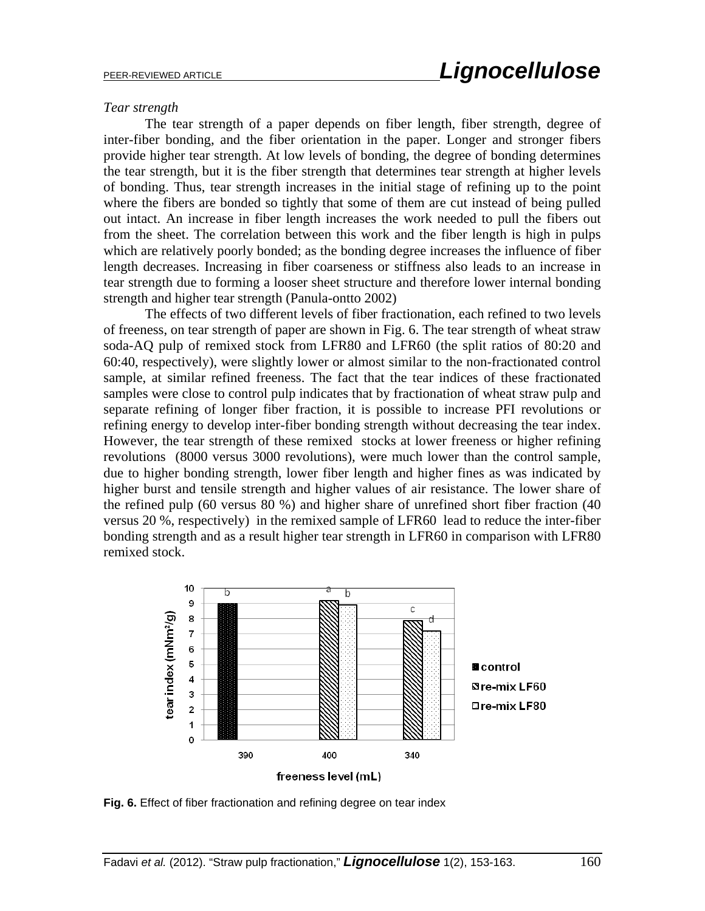*Tear strength*

The tear strength of a paper depends on fiber length, fiber strength, degree of inter-fiber bonding, and the fiber orientation in the paper. Longer and stronger fibers provide higher tear strength. At low levels of bonding, the degree of bonding determines the tear strength, but it is the fiber strength that determines tear strength at higher levels of bonding. Thus, tear strength increases in the initial stage of refining up to the point where the fibers are bonded so tightly that some of them are cut instead of being pulled out intact. An increase in fiber length increases the work needed to pull the fibers out from the sheet. The correlation between this work and the fiber length is high in pulps which are relatively poorly bonded; as the bonding degree increases the influence of fiber length decreases. Increasing in fiber coarseness or stiffness also leads to an increase in tear strength due to forming a looser sheet structure and therefore lower internal bonding strength and higher tear strength (Panula-ontto 2002)

The effects of two different levels of fiber fractionation, each refined to two levels of freeness, on tear strength of paper are shown in Fig. 6. The tear strength of wheat straw soda-AQ pulp of remixed stock from LFR80 and LFR60 (the split ratios of 80:20 and 60:40, respectively), were slightly lower or almost similar to the non-fractionated control sample, at similar refined freeness. The fact that the tear indices of these fractionated samples were close to control pulp indicates that by fractionation of wheat straw pulp and separate refining of longer fiber fraction, it is possible to increase PFI revolutions or refining energy to develop inter-fiber bonding strength without decreasing the tear index. However, the tear strength of these remixed stocks at lower freeness or higher refining revolutions (8000 versus 3000 revolutions), were much lower than the control sample, due to higher bonding strength, lower fiber length and higher fines as was indicated by higher burst and tensile strength and higher values of air resistance. The lower share of the refined pulp (60 versus 80 %) and higher share of unrefined short fiber fraction (40 versus 20 %, respectively) in the remixed sample of LFR60 lead to reduce the inter-fiber bonding strength and as a result higher tear strength in LFR60 in comparison with LFR80 remixed stock.

**Fig. 6.** Effect of fiber fractionation and refining degree on tear index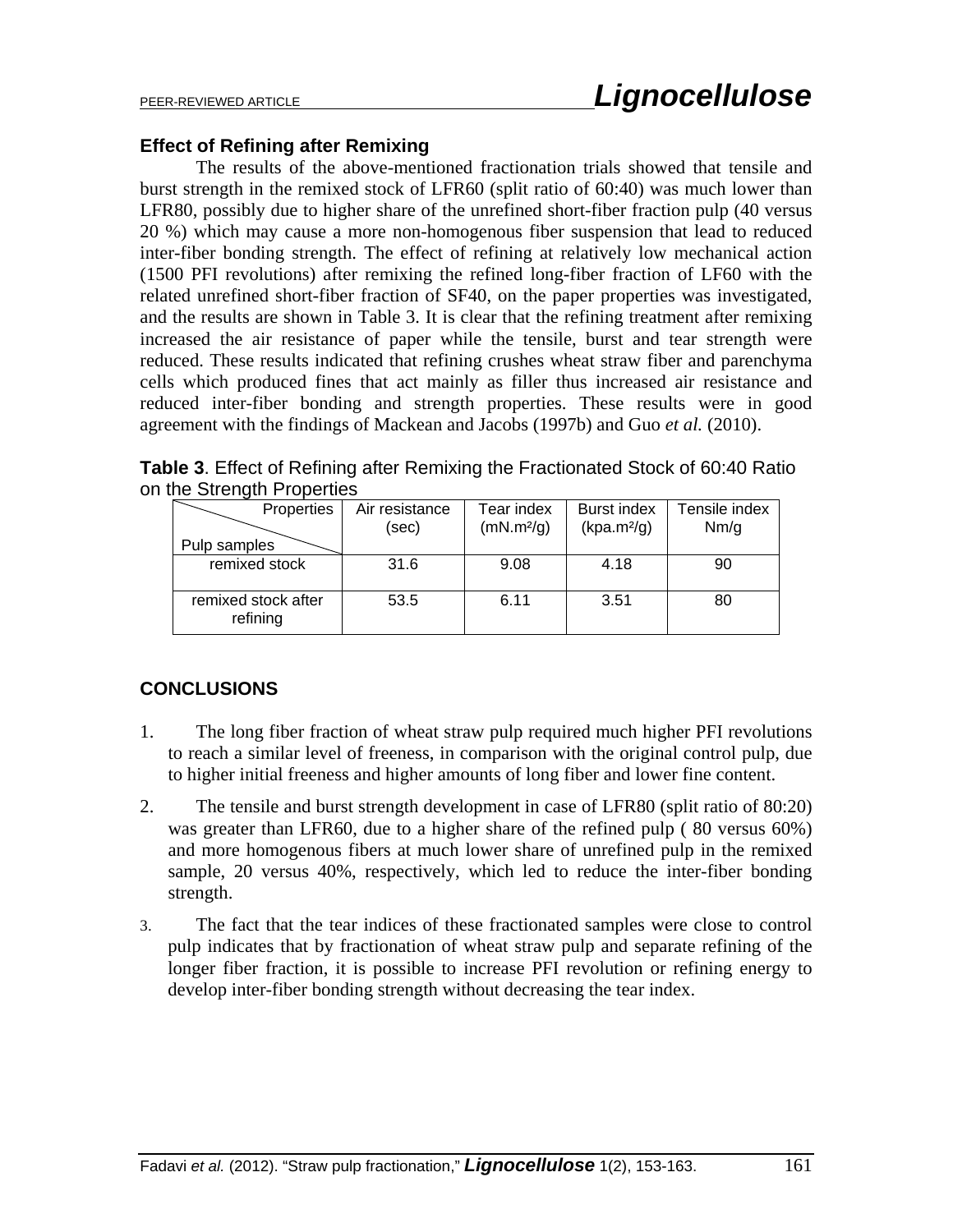### Effect of Refining after Remixing

The results of the above-mentioned fractionation trials showed that tensile and burst strength in the remixed stock of LFR60 (split ratio of 60:40) was much lower than LFR80, possibly due to higher share of the unrefined short-fiber fraction pulp (40 versus 20 %) which may cause a more non-homogenous fiber suspension that lead to reduced inter-fiber bonding strength. The effect of refining at relatively low mechanical action (1500 PFI revolutions) after remixing the refined long-fiber fraction of LF60 with the related unrefined short-fiber fraction of SF40, on the paper properties was investigated, and the results are shown in Table 3. It is clear that the refining treatment after remixing increased the air resistance of paper while the tensile, burst and tear strength were reduced. These results indicated that refining crushes wheat straw fiber and parenchyma cells which produced fines that act mainly as filler thus increased air resistance and reduced inter-fiber bonding and strength properties. These results were in good agreement with the findings of Mackean and Jacobs (1997b) and Guo *et al.* (2010).

**Table 3**. Effect of Refining after Remixing the Fractionated Stock of 60:40 Ratio on the Strength Properties

| Properties / Pulp samples | Air resistance (sec) | Tear index ($mN.m^2/g$) | Burst index ($kpa.m^2/g$) | Tensile index Nm/g |
|---|---|---|---|---|
| remixed stock | 31.6 | 9.08 | 4.18 | 90 |
| remixed stock after refining | 53.5 | 6.11 | 3.51 | 80 |

## CONCLUSIONS

1. The long fiber fraction of wheat straw pulp required much higher PFI revolutions to reach a similar level of freeness, in comparison with the original control pulp, due to higher initial freeness and higher amounts of long fiber and lower fine content.
2. The tensile and burst strength development in case of LFR80 (split ratio of 80:20) was greater than LFR60, due to a higher share of the refined pulp ( 80 versus 60%) and more homogenous fibers at much lower share of unrefined pulp in the remixed sample, 20 versus 40%, respectively, which led to reduce the inter-fiber bonding strength.
3. The fact that the tear indices of these fractionated samples were close to control pulp indicates that by fractionation of wheat straw pulp and separate refining of the longer fiber fraction, it is possible to increase PFI revolution or refining energy to develop inter-fiber bonding strength without decreasing the tear index.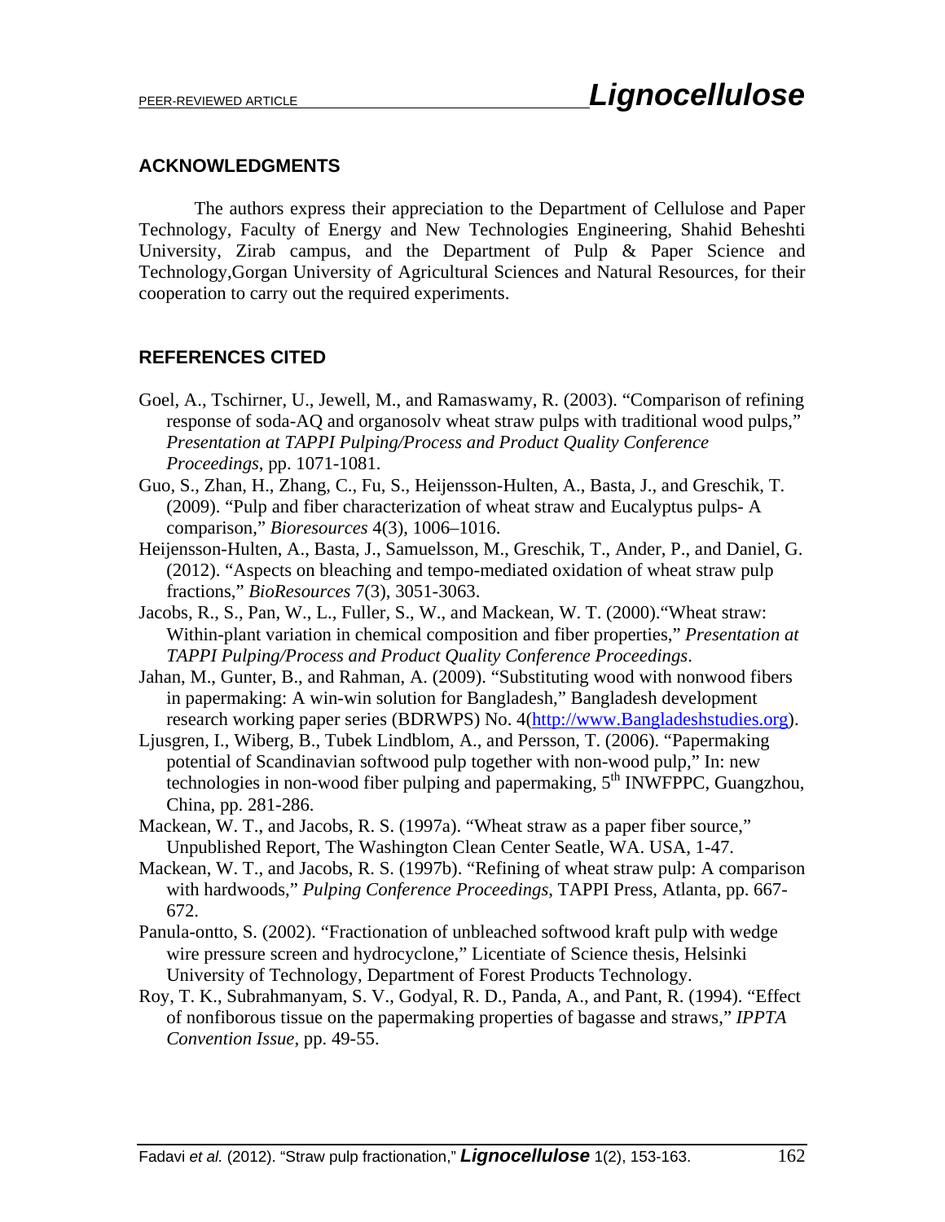## ACKNOWLEDGMENTS

The authors express their appreciation to the Department of Cellulose and Paper Technology, Faculty of Energy and New Technologies Engineering, Shahid Beheshti University, Zirab campus, and the Department of Pulp & Paper Science and Technology,Gorgan University of Agricultural Sciences and Natural Resources, for their cooperation to carry out the required experiments.

## REFERENCES CITED

Goel, A., Tschirner, U., Jewell, M., and Ramaswamy, R. (2003). "Comparison of refining response of soda-AQ and organosolv wheat straw pulps with traditional wood pulps," *Presentation at TAPPI Pulping/Process and Product Quality Conference Proceedings*, pp. 1071-1081.

Guo, S., Zhan, H., Zhang, C., Fu, S., Heijensson-Hulten, A., Basta, J., and Greschik, T. (2009). "Pulp and fiber characterization of wheat straw and Eucalyptus pulps- A comparison," *Bioresources* 4(3), 1006–1016.

Heijensson-Hulten, A., Basta, J., Samuelsson, M., Greschik, T., Ander, P., and Daniel, G. (2012). "Aspects on bleaching and tempo-mediated oxidation of wheat straw pulp fractions," *BioResources* 7(3), 3051-3063.

Jacobs, R., S., Pan, W., L., Fuller, S., W., and Mackean, W. T. (2000)."Wheat straw: Within-plant variation in chemical composition and fiber properties," *Presentation at TAPPI Pulping/Process and Product Quality Conference Proceedings*.

Jahan, M., Gunter, B., and Rahman, A. (2009). "Substituting wood with nonwood fibers in papermaking: A win-win solution for Bangladesh," Bangladesh development research working paper series (BDRWPS) No. 4(http://www.Bangladeshstudies.org).

Ljusgren, I., Wiberg, B., Tubek Lindblom, A., and Persson, T. (2006). "Papermaking potential of Scandinavian softwood pulp together with non-wood pulp," In: new technologies in non-wood fiber pulping and papermaking, 5th INWFPPC, Guangzhou, China, pp. 281-286.

Mackean, W. T., and Jacobs, R. S. (1997a). "Wheat straw as a paper fiber source," Unpublished Report, The Washington Clean Center Seatle, WA. USA, 1-47.

Mackean, W. T., and Jacobs, R. S. (1997b). "Refining of wheat straw pulp: A comparison with hardwoods," *Pulping Conference Proceedings*, TAPPI Press, Atlanta, pp. 667-672.

Panula-ontto, S. (2002). "Fractionation of unbleached softwood kraft pulp with wedge wire pressure screen and hydrocyclone," Licentiate of Science thesis, Helsinki University of Technology, Department of Forest Products Technology.

Roy, T. K., Subrahmanyam, S. V., Godyal, R. D., Panda, A., and Pant, R. (1994). "Effect of nonfiborous tissue on the papermaking properties of bagasse and straws," *IPPTA Convention Issue*, pp. 49-55.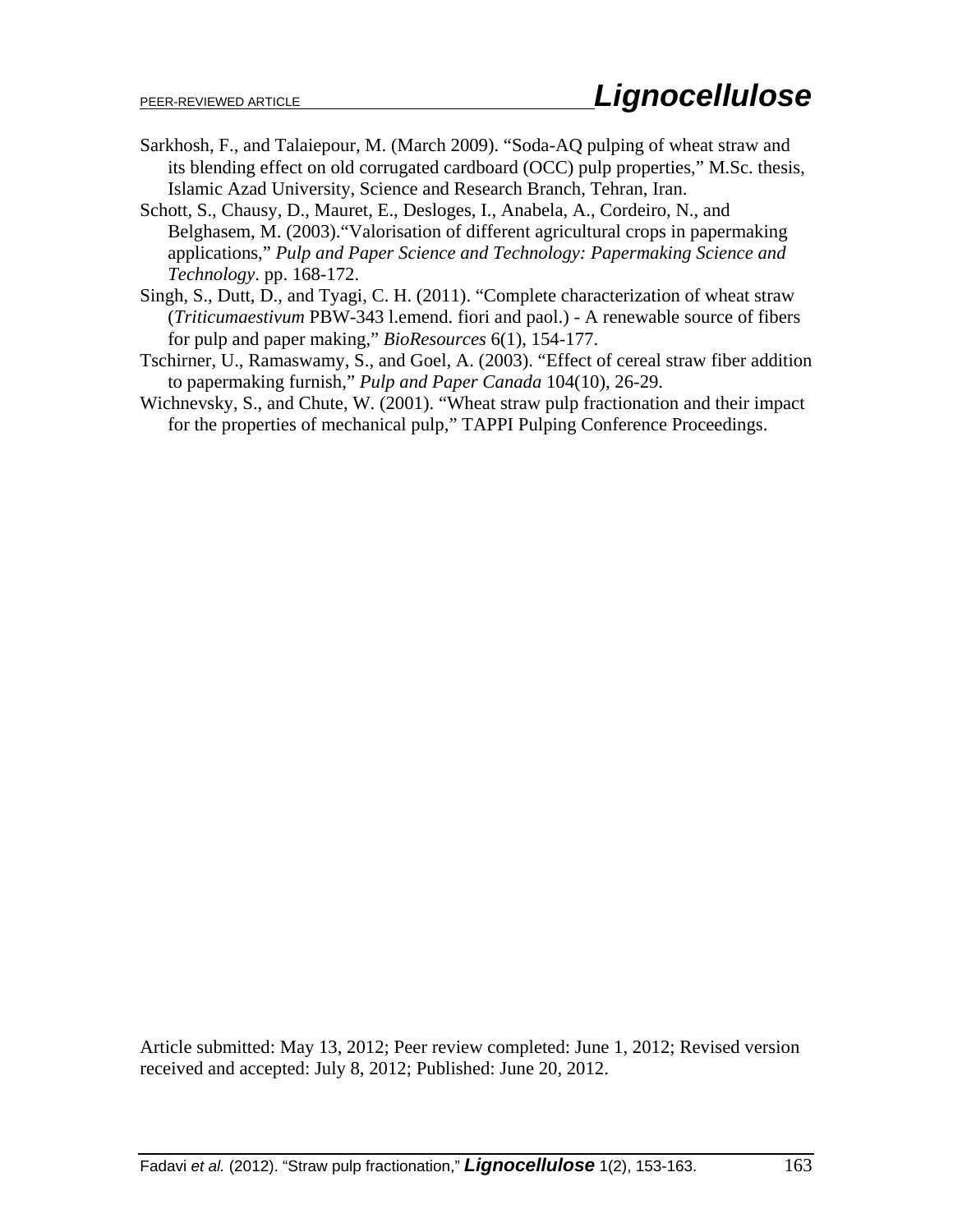Sarkhosh, F., and Talaiepour, M. (March 2009). "Soda-AQ pulping of wheat straw and its blending effect on old corrugated cardboard (OCC) pulp properties," M.Sc. thesis, Islamic Azad University, Science and Research Branch, Tehran, Iran.

Schott, S., Chausy, D., Mauret, E., Desloges, I., Anabela, A., Cordeiro, N., and Belghasem, M. (2003)."Valorisation of different agricultural crops in papermaking applications," *Pulp and Paper Science and Technology: Papermaking Science and Technology*. pp. 168-172.

Singh, S., Dutt, D., and Tyagi, C. H. (2011). "Complete characterization of wheat straw (*Triticumaestivum* PBW-343 l.emend. fiori and paol.) - A renewable source of fibers for pulp and paper making," *BioResources* 6(1), 154-177.

Tschirner, U., Ramaswamy, S., and Goel, A. (2003). "Effect of cereal straw fiber addition to papermaking furnish," *Pulp and Paper Canada* 104(10), 26-29.

Wichnevsky, S., and Chute, W. (2001). "Wheat straw pulp fractionation and their impact for the properties of mechanical pulp," TAPPI Pulping Conference Proceedings.

Article submitted: May 13, 2012; Peer review completed: June 1, 2012; Revised version received and accepted: July 8, 2012; Published: June 20, 2012.